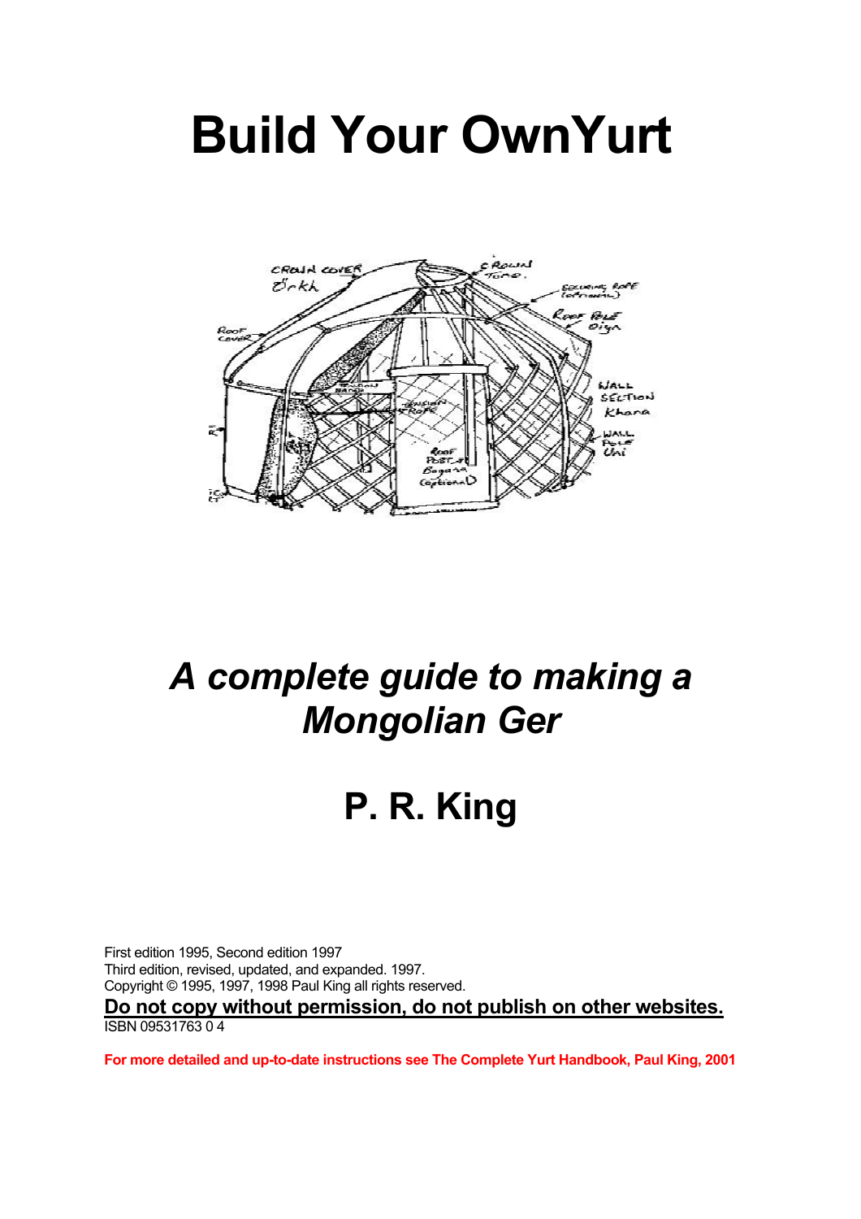# Build Your OwnYurt

## *A complete guide to making a Mongolian Ger*

## P. R. King

First edition 1995, Second edition 1997
Third edition, revised, updated, and expanded. 1997.
Copyright © 1995, 1997, 1998 Paul King all rights reserved.

**Do not copy without permission, do not publish on other websites.**

ISBN 09531763 0 4

**For more detailed and up-to-date instructions see The Complete Yurt Handbook, Paul King, 2001**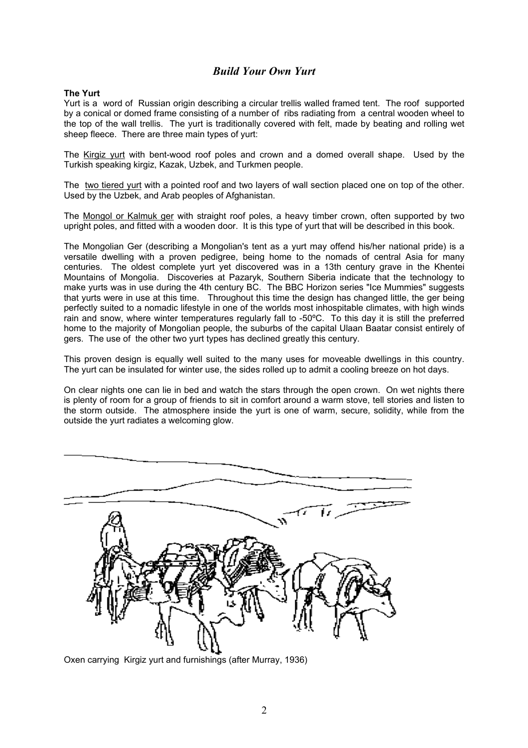# *Build Your Own Yurt*

**The Yurt**

Yurt is a word of Russian origin describing a circular trellis walled framed tent. The roof supported by a conical or domed frame consisting of a number of ribs radiating from a central wooden wheel to the top of the wall trellis. The yurt is traditionally covered with felt, made by beating and rolling wet sheep fleece. There are three main types of yurt:

The Kirgiz yurt with bent-wood roof poles and crown and a domed overall shape. Used by the Turkish speaking kirgiz, Kazak, Uzbek, and Turkmen people.

The two tiered yurt with a pointed roof and two layers of wall section placed one on top of the other. Used by the Uzbek, and Arab peoples of Afghanistan.

The Mongol or Kalmuk ger with straight roof poles, a heavy timber crown, often supported by two upright poles, and fitted with a wooden door. It is this type of yurt that will be described in this book.

The Mongolian Ger (describing a Mongolian's tent as a yurt may offend his/her national pride) is a versatile dwelling with a proven pedigree, being home to the nomads of central Asia for many centuries. The oldest complete yurt yet discovered was in a 13th century grave in the Khentei Mountains of Mongolia. Discoveries at Pazaryk, Southern Siberia indicate that the technology to make yurts was in use during the 4th century BC. The BBC Horizon series "Ice Mummies" suggests that yurts were in use at this time. Throughout this time the design has changed little, the ger being perfectly suited to a nomadic lifestyle in one of the worlds most inhospitable climates, with high winds rain and snow, where winter temperatures regularly fall to -50ºC. To this day it is still the preferred home to the majority of Mongolian people, the suburbs of the capital Ulaan Baatar consist entirely of gers. The use of the other two yurt types has declined greatly this century.

This proven design is equally well suited to the many uses for moveable dwellings in this country. The yurt can be insulated for winter use, the sides rolled up to admit a cooling breeze on hot days.

On clear nights one can lie in bed and watch the stars through the open crown. On wet nights there is plenty of room for a group of friends to sit in comfort around a warm stove, tell stories and listen to the storm outside. The atmosphere inside the yurt is one of warm, secure, solidity, while from the outside the yurt radiates a welcoming glow.

Oxen carrying Kirgiz yurt and furnishings (after Murray, 1936)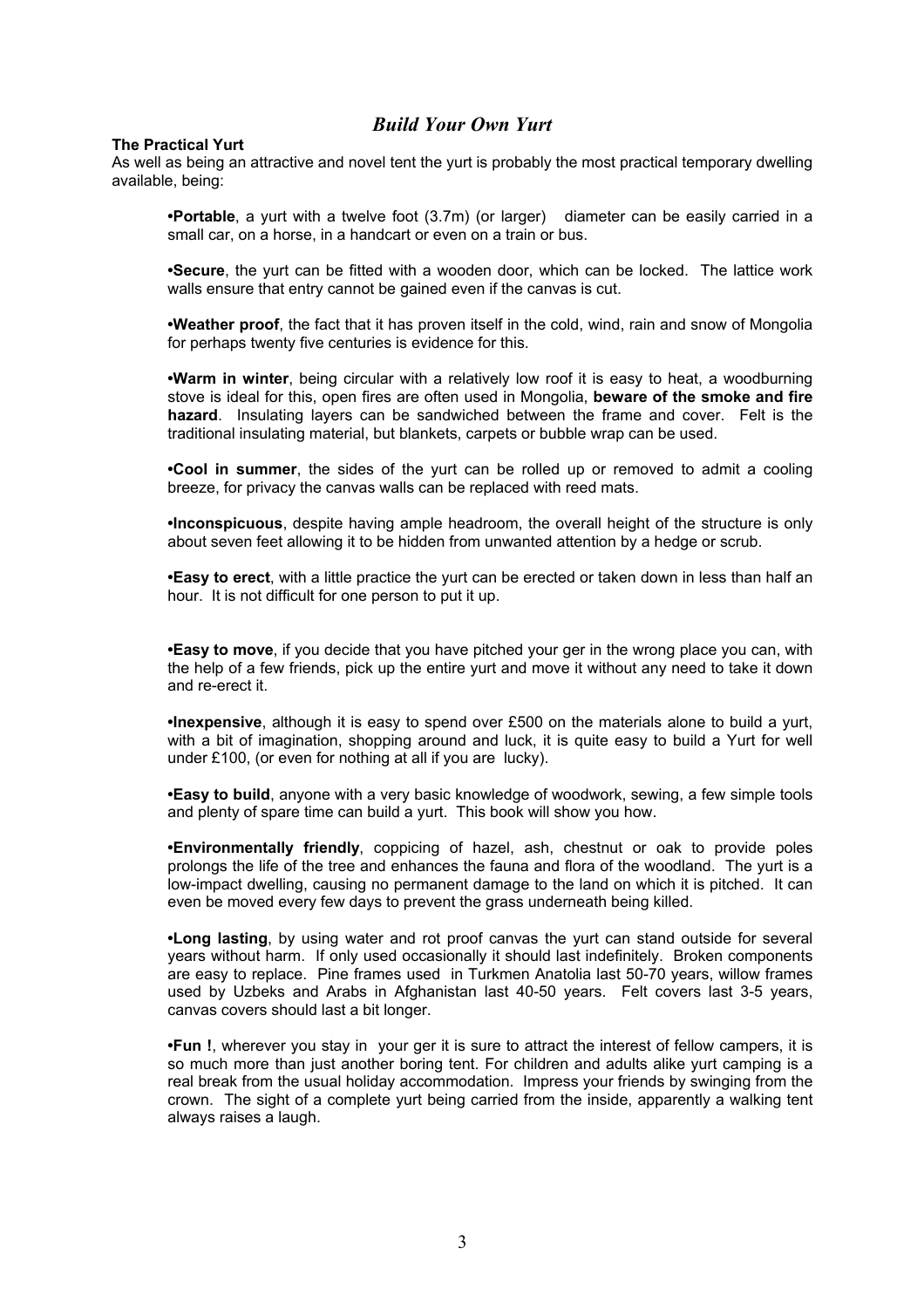# *Build Your Own Yurt*

**The Practical Yurt**

As well as being an attractive and novel tent the yurt is probably the most practical temporary dwelling available, being:

- **Portable**, a yurt with a twelve foot (3.7m) (or larger) diameter can be easily carried in a small car, on a horse, in a handcart or even on a train or bus.

- **Secure**, the yurt can be fitted with a wooden door, which can be locked. The lattice work walls ensure that entry cannot be gained even if the canvas is cut.

- **Weather proof**, the fact that it has proven itself in the cold, wind, rain and snow of Mongolia for perhaps twenty five centuries is evidence for this.

- **Warm in winter**, being circular with a relatively low roof it is easy to heat, a woodburning stove is ideal for this, open fires are often used in Mongolia, **beware of the smoke and fire hazard**. Insulating layers can be sandwiched between the frame and cover. Felt is the traditional insulating material, but blankets, carpets or bubble wrap can be used.

- **Cool in summer**, the sides of the yurt can be rolled up or removed to admit a cooling breeze, for privacy the canvas walls can be replaced with reed mats.

- **Inconspicuous**, despite having ample headroom, the overall height of the structure is only about seven feet allowing it to be hidden from unwanted attention by a hedge or scrub.

- **Easy to erect**, with a little practice the yurt can be erected or taken down in less than half an hour. It is not difficult for one person to put it up.

- **Easy to move**, if you decide that you have pitched your ger in the wrong place you can, with the help of a few friends, pick up the entire yurt and move it without any need to take it down and re-erect it.

- **Inexpensive**, although it is easy to spend over £500 on the materials alone to build a yurt, with a bit of imagination, shopping around and luck, it is quite easy to build a Yurt for well under £100, (or even for nothing at all if you are lucky).

- **Easy to build**, anyone with a very basic knowledge of woodwork, sewing, a few simple tools and plenty of spare time can build a yurt. This book will show you how.

- **Environmentally friendly**, coppicing of hazel, ash, chestnut or oak to provide poles prolongs the life of the tree and enhances the fauna and flora of the woodland. The yurt is a low-impact dwelling, causing no permanent damage to the land on which it is pitched. It can even be moved every few days to prevent the grass underneath being killed.

- **Long lasting**, by using water and rot proof canvas the yurt can stand outside for several years without harm. If only used occasionally it should last indefinitely. Broken components are easy to replace. Pine frames used in Turkmen Anatolia last 50-70 years, willow frames used by Uzbeks and Arabs in Afghanistan last 40-50 years. Felt covers last 3-5 years, canvas covers should last a bit longer.

- **Fun !**, wherever you stay in your ger it is sure to attract the interest of fellow campers, it is so much more than just another boring tent. For children and adults alike yurt camping is a real break from the usual holiday accommodation. Impress your friends by swinging from the crown. The sight of a complete yurt being carried from the inside, apparently a walking tent always raises a laugh.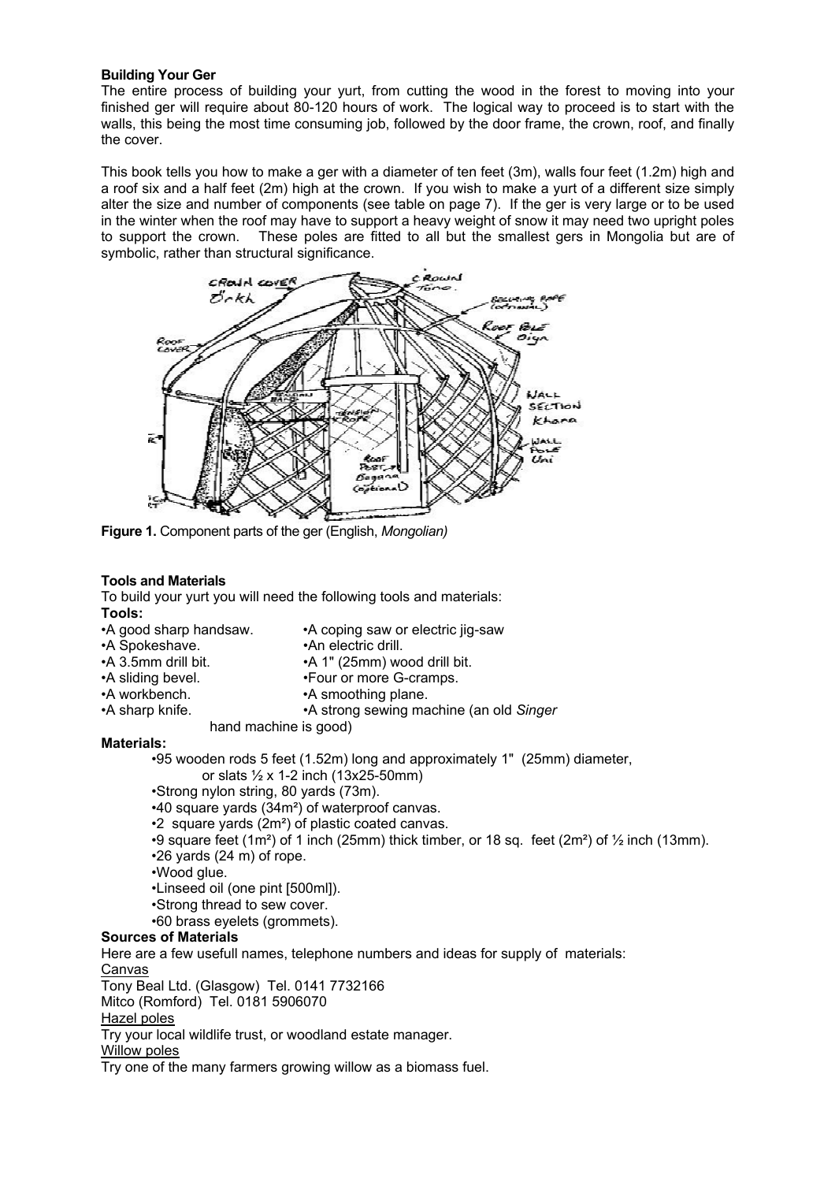**Building Your Ger**

The entire process of building your yurt, from cutting the wood in the forest to moving into your finished ger will require about 80-120 hours of work. The logical way to proceed is to start with the walls, this being the most time consuming job, followed by the door frame, the crown, roof, and finally the cover.

This book tells you how to make a ger with a diameter of ten feet (3m), walls four feet (1.2m) high and a roof six and a half feet (2m) high at the crown. If you wish to make a yurt of a different size simply alter the size and number of components (see table on page 7). If the ger is very large or to be used in the winter when the roof may have to support a heavy weight of snow it may need two upright poles to support the crown. These poles are fitted to all but the smallest gers in Mongolia but are of symbolic, rather than structural significance.

**Figure 1.** Component parts of the ger (English, *Mongolian)*

**Tools and Materials**

To build your yurt you will need the following tools and materials:

**Tools:**

- A good sharp handsaw.
- A coping saw or electric jig-saw
- A Spokeshave.
- An electric drill.
- A 3.5mm drill bit.
- A 1" (25mm) wood drill bit.
- A sliding bevel.
- Four or more G-cramps.
- A workbench.
- A smoothing plane.
- A sharp knife.
- A strong sewing machine (an old *Singer* hand machine is good)

**Materials:**

- 95 wooden rods 5 feet (1.52m) long and approximately 1" (25mm) diameter, or slats ½ x 1-2 inch (13x25-50mm)
- Strong nylon string, 80 yards (73m).
- 40 square yards (34m²) of waterproof canvas.
- 2 square yards (2m²) of plastic coated canvas.
- 9 square feet (1m²) of 1 inch (25mm) thick timber, or 18 sq. feet (2m²) of ½ inch (13mm).
- 26 yards (24 m) of rope.
- Wood glue.
- Linseed oil (one pint [500ml]).
- Strong thread to sew cover.
- 60 brass eyelets (grommets).

**Sources of Materials**

Here are a few usefull names, telephone numbers and ideas for supply of materials:

Canvas

Tony Beal Ltd. (Glasgow) Tel. 0141 7732166

Mitco (Romford) Tel. 0181 5906070

Hazel poles

Try your local wildlife trust, or woodland estate manager.

Willow poles

Try one of the many farmers growing willow as a biomass fuel.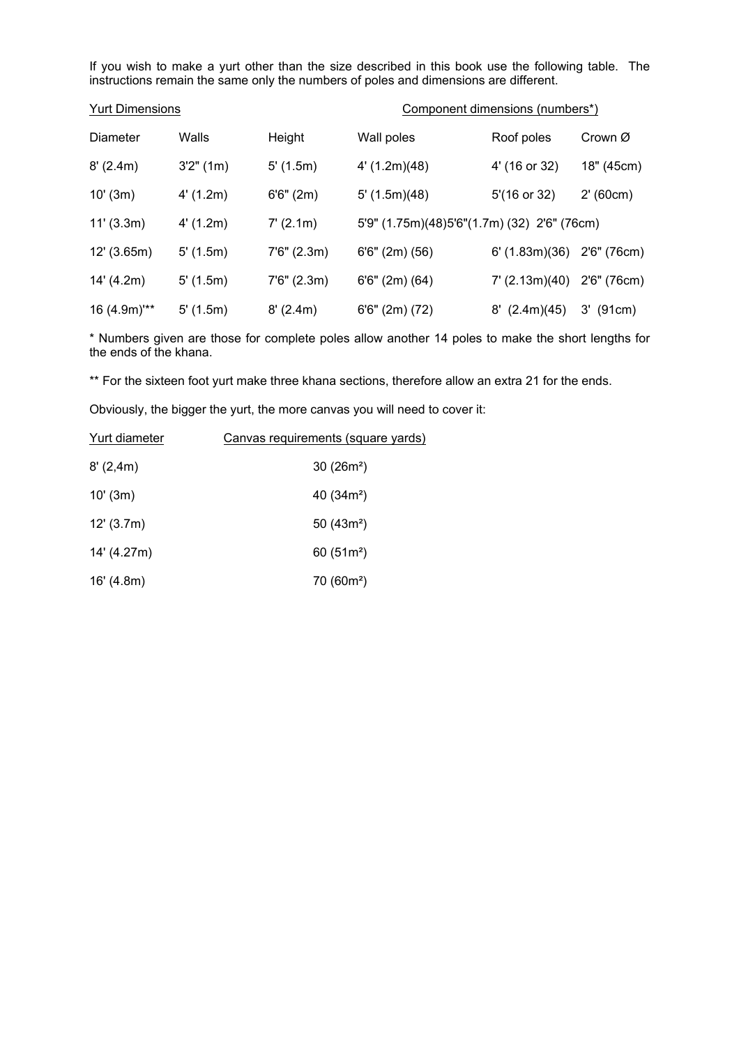If you wish to make a yurt other than the size described in this book use the following table. The instructions remain the same only the numbers of poles and dimensions are different.

| Yurt Dimensions | | | Component dimensions (numbers*) | | |
|---|---|---|---|---|---|
| Diameter | Walls | Height | Wall poles | Roof poles | Crown Ø |
| 8' (2.4m) | 3'2" (1m) | 5' (1.5m) | 4' (1.2m)(48) | 4' (16 or 32) | 18" (45cm) |
| 10' (3m) | 4' (1.2m) | 6'6" (2m) | 5' (1.5m)(48) | 5'(16 or 32) | 2' (60cm) |
| 11' (3.3m) | 4' (1.2m) | 7' (2.1m) | 5'9" (1.75m)(48) | 5'6"(1.7m) (32) | 2'6" (76cm) |
| 12' (3.65m) | 5' (1.5m) | 7'6" (2.3m) | 6'6" (2m) (56) | 6' (1.83m)(36) | 2'6" (76cm) |
| 14' (4.2m) | 5' (1.5m) | 7'6" (2.3m) | 6'6" (2m) (64) | 7' (2.13m)(40) | 2'6" (76cm) |
| 16 (4.9m)'** | 5' (1.5m) | 8' (2.4m) | 6'6" (2m) (72) | 8' (2.4m)(45) | 3' (91cm) |

* Numbers given are those for complete poles allow another 14 poles to make the short lengths for the ends of the khana.

** For the sixteen foot yurt make three khana sections, therefore allow an extra 21 for the ends.

Obviously, the bigger the yurt, the more canvas you will need to cover it:

| Yurt diameter | Canvas requirements (square yards) |
|---|---|
| 8' (2,4m) | 30 (26m²) |
| 10' (3m) | 40 (34m²) |
| 12' (3.7m) | 50 (43m²) |
| 14' (4.27m) | 60 (51m²) |
| 16' (4.8m) | 70 (60m²) |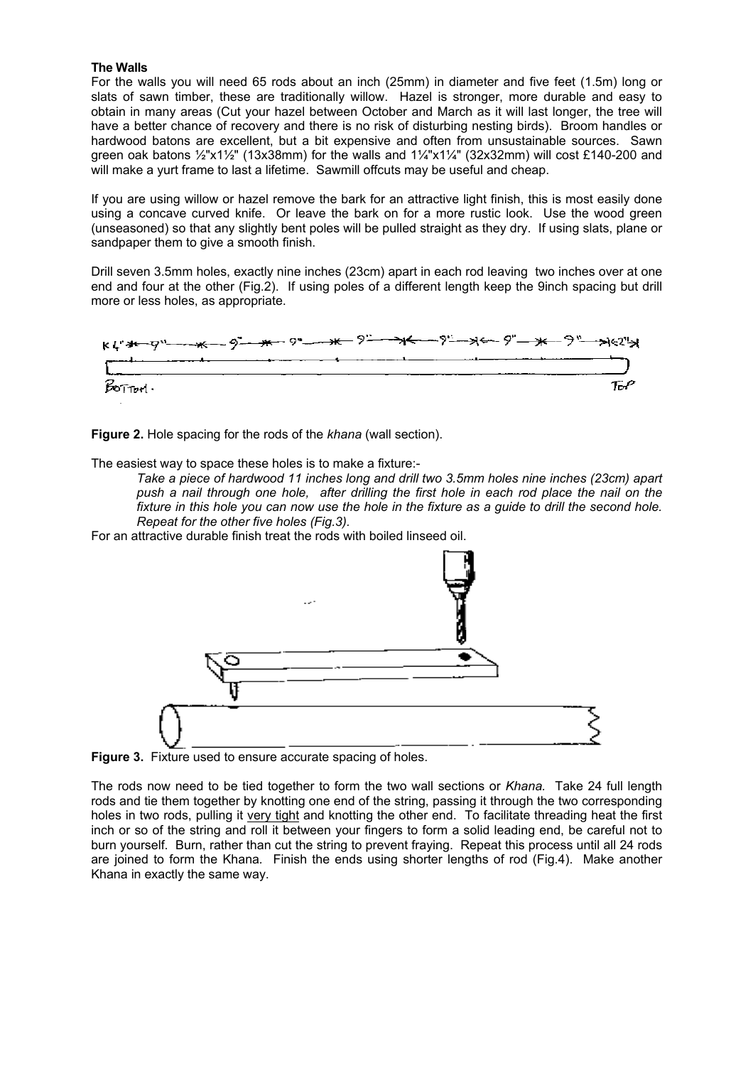**The Walls**

For the walls you will need 65 rods about an inch (25mm) in diameter and five feet (1.5m) long or slats of sawn timber, these are traditionally willow. Hazel is stronger, more durable and easy to obtain in many areas (Cut your hazel between October and March as it will last longer, the tree will have a better chance of recovery and there is no risk of disturbing nesting birds). Broom handles or hardwood batons are excellent, but a bit expensive and often from unsustainable sources. Sawn green oak batons ½"x1½" (13x38mm) for the walls and 1¼"x1¼" (32x32mm) will cost £140-200 and will make a yurt frame to last a lifetime. Sawmill offcuts may be useful and cheap.

If you are using willow or hazel remove the bark for an attractive light finish, this is most easily done using a concave curved knife. Or leave the bark on for a more rustic look. Use the wood green (unseasoned) so that any slightly bent poles will be pulled straight as they dry. If using slats, plane or sandpaper them to give a smooth finish.

Drill seven 3.5mm holes, exactly nine inches (23cm) apart in each rod leaving two inches over at one end and four at the other (Fig.2). If using poles of a different length keep the 9inch spacing but drill more or less holes, as appropriate.

**Figure 2.** Hole spacing for the rods of the *khana* (wall section).

The easiest way to space these holes is to make a fixture:-

> *Take a piece of hardwood 11 inches long and drill two 3.5mm holes nine inches (23cm) apart push a nail through one hole, after drilling the first hole in each rod place the nail on the fixture in this hole you can now use the hole in the fixture as a guide to drill the second hole. Repeat for the other five holes (Fig.3).*

For an attractive durable finish treat the rods with boiled linseed oil.

**Figure 3.** Fixture used to ensure accurate spacing of holes.

The rods now need to be tied together to form the two wall sections or *Khana.* Take 24 full length rods and tie them together by knotting one end of the string, passing it through the two corresponding holes in two rods, pulling it very tight and knotting the other end. To facilitate threading heat the first inch or so of the string and roll it between your fingers to form a solid leading end, be careful not to burn yourself. Burn, rather than cut the string to prevent fraying. Repeat this process until all 24 rods are joined to form the Khana. Finish the ends using shorter lengths of rod (Fig.4). Make another Khana in exactly the same way.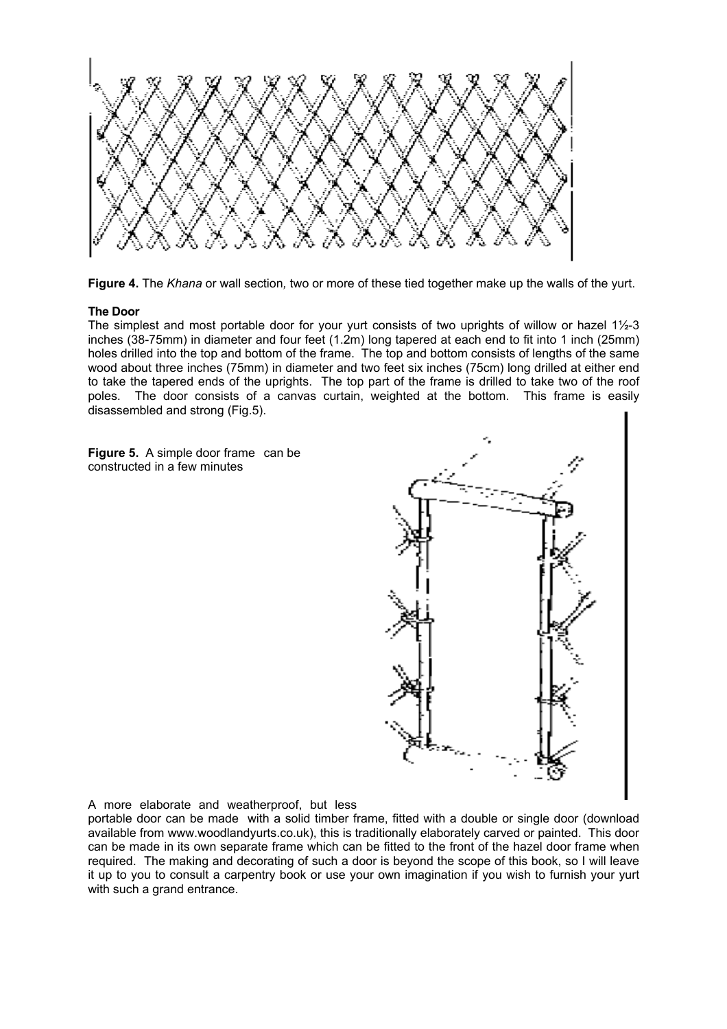**Figure 4.** The *Khana* or wall section, two or more of these tied together make up the walls of the yurt.

**The Door**

The simplest and most portable door for your yurt consists of two uprights of willow or hazel 1½-3 inches (38-75mm) in diameter and four feet (1.2m) long tapered at each end to fit into 1 inch (25mm) holes drilled into the top and bottom of the frame. The top and bottom consists of lengths of the same wood about three inches (75mm) in diameter and two feet six inches (75cm) long drilled at either end to take the tapered ends of the uprights. The top part of the frame is drilled to take two of the roof poles. The door consists of a canvas curtain, weighted at the bottom. This frame is easily disassembled and strong (Fig.5).

**Figure 5.** A simple door frame can be constructed in a few minutes

A more elaborate and weatherproof, but less portable door can be made with a solid timber frame, fitted with a double or single door (download available from www.woodlandyurts.co.uk), this is traditionally elaborately carved or painted. This door can be made in its own separate frame which can be fitted to the front of the hazel door frame when required. The making and decorating of such a door is beyond the scope of this book, so I will leave it up to you to consult a carpentry book or use your own imagination if you wish to furnish your yurt with such a grand entrance.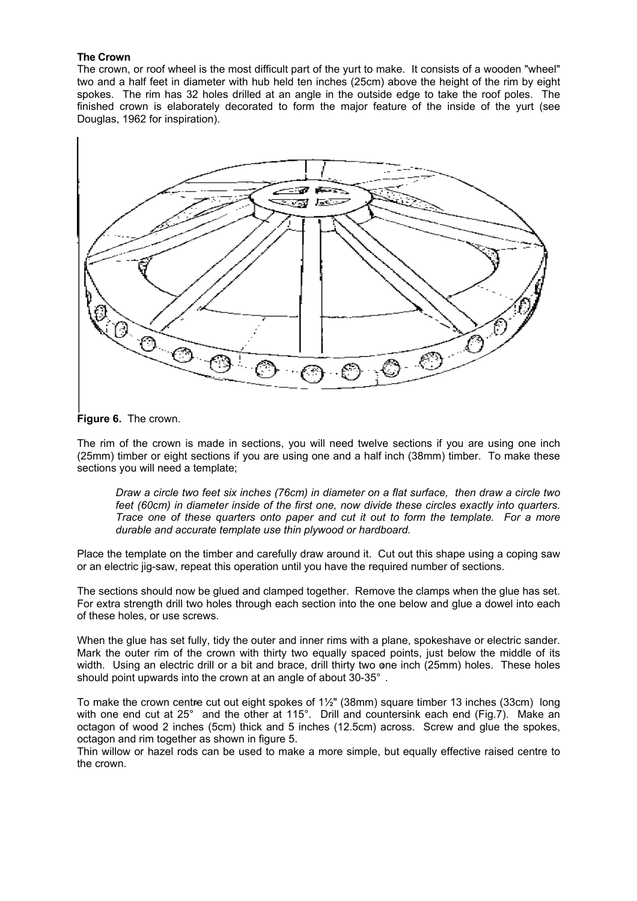**The Crown**

The crown, or roof wheel is the most difficult part of the yurt to make. It consists of a wooden "wheel" two and a half feet in diameter with hub held ten inches (25cm) above the height of the rim by eight spokes. The rim has 32 holes drilled at an angle in the outside edge to take the roof poles. The finished crown is elaborately decorated to form the major feature of the inside of the yurt (see Douglas, 1962 for inspiration).

**Figure 6.** The crown.

The rim of the crown is made in sections, you will need twelve sections if you are using one inch (25mm) timber or eight sections if you are using one and a half inch (38mm) timber. To make these sections you will need a template;

> *Draw a circle two feet six inches (76cm) in diameter on a flat surface, then draw a circle two feet (60cm) in diameter inside of the first one, now divide these circles exactly into quarters. Trace one of these quarters onto paper and cut it out to form the template. For a more durable and accurate template use thin plywood or hardboard.*

Place the template on the timber and carefully draw around it. Cut out this shape using a coping saw or an electric jig-saw, repeat this operation until you have the required number of sections.

The sections should now be glued and clamped together. Remove the clamps when the glue has set. For extra strength drill two holes through each section into the one below and glue a dowel into each of these holes, or use screws.

When the glue has set fully, tidy the outer and inner rims with a plane, spokeshave or electric sander. Mark the outer rim of the crown with thirty two equally spaced points, just below the middle of its width. Using an electric drill or a bit and brace, drill thirty two one inch (25mm) holes. These holes should point upwards into the crown at an angle of about 30-35° .

To make the crown centre cut out eight spokes of 1½" (38mm) square timber 13 inches (33cm) long with one end cut at 25° and the other at 115°. Drill and countersink each end (Fig.7). Make an octagon of wood 2 inches (5cm) thick and 5 inches (12.5cm) across. Screw and glue the spokes, octagon and rim together as shown in figure 5.

Thin willow or hazel rods can be used to make a more simple, but equally effective raised centre to the crown.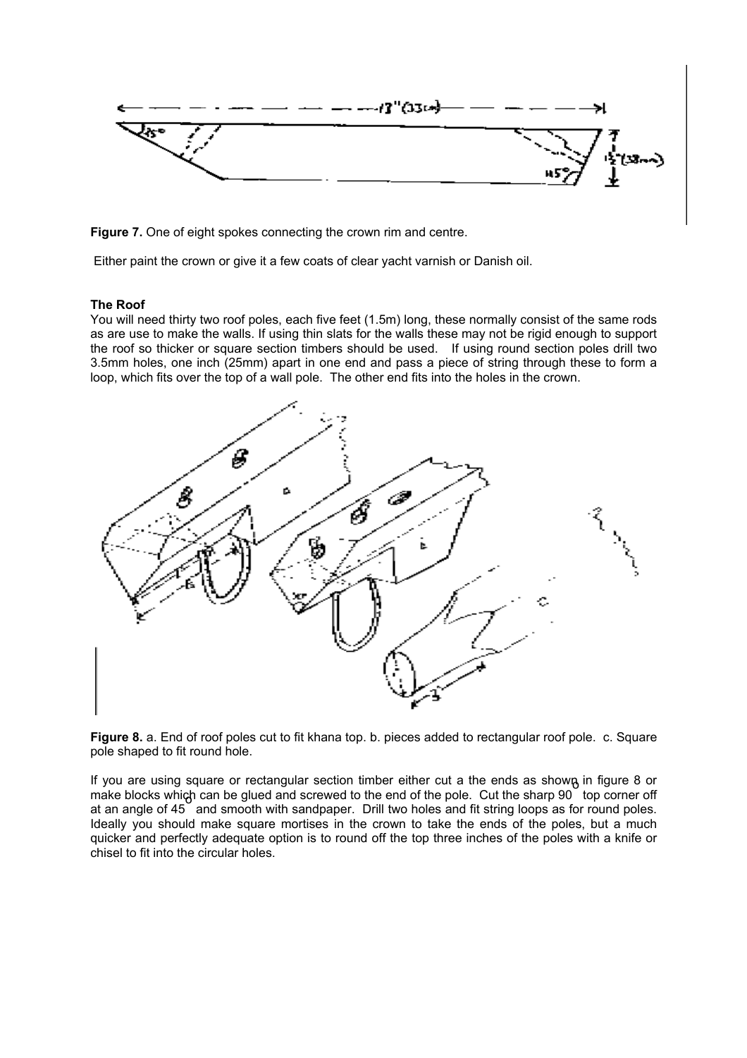**Figure 7.** One of eight spokes connecting the crown rim and centre.

Either paint the crown or give it a few coats of clear yacht varnish or Danish oil.

**The Roof**

You will need thirty two roof poles, each five feet (1.5m) long, these normally consist of the same rods as are use to make the walls. If using thin slats for the walls these may not be rigid enough to support the roof so thicker or square section timbers should be used. If using round section poles drill two 3.5mm holes, one inch (25mm) apart in one end and pass a piece of string through these to form a loop, which fits over the top of a wall pole. The other end fits into the holes in the crown.

**Figure 8.** a. End of roof poles cut to fit khana top. b. pieces added to rectangular roof pole. c. Square pole shaped to fit round hole.

If you are using square or rectangular section timber either cut a the ends as shown in figure 8 or make blocks which can be glued and screwed to the end of the pole. Cut the sharp 90° top corner off at an angle of 45° and smooth with sandpaper. Drill two holes and fit string loops as for round poles. Ideally you should make square mortises in the crown to take the ends of the poles, but a much quicker and perfectly adequate option is to round off the top three inches of the poles with a knife or chisel to fit into the circular holes.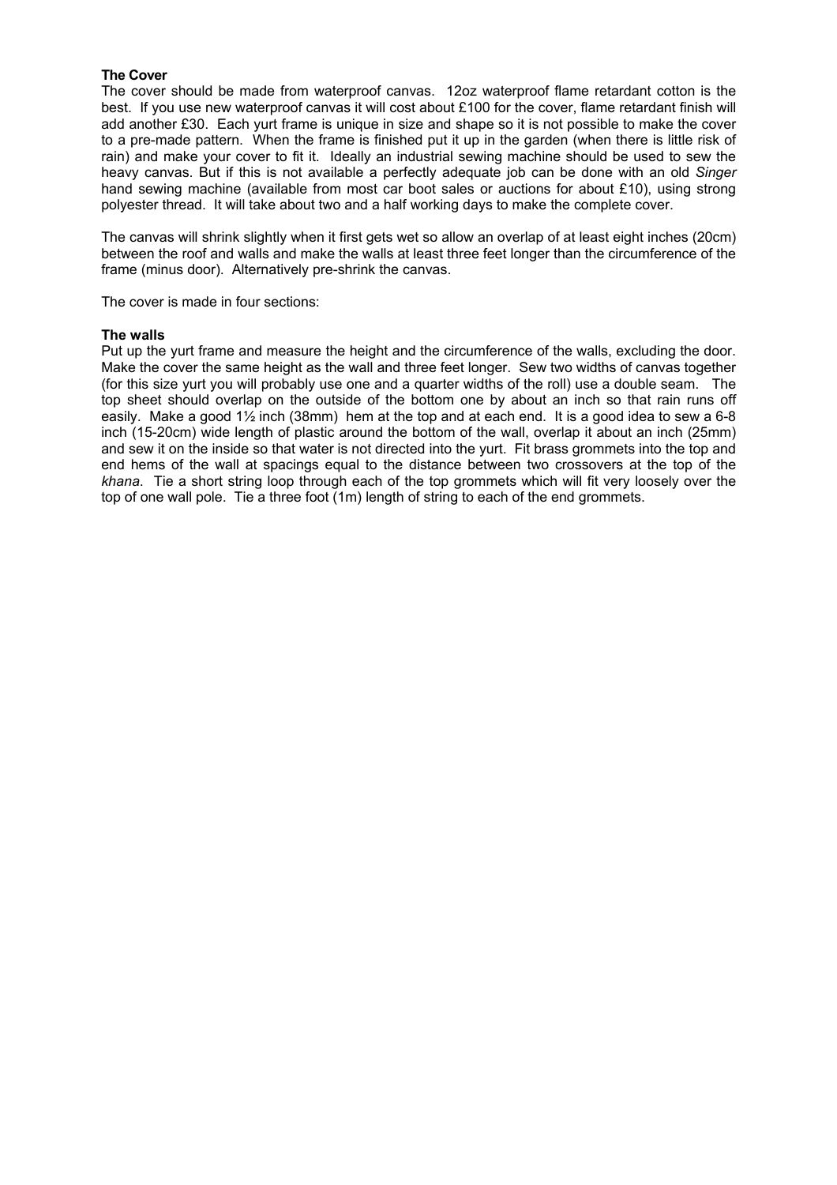**The Cover**

The cover should be made from waterproof canvas. 12oz waterproof flame retardant cotton is the best. If you use new waterproof canvas it will cost about £100 for the cover, flame retardant finish will add another £30. Each yurt frame is unique in size and shape so it is not possible to make the cover to a pre-made pattern. When the frame is finished put it up in the garden (when there is little risk of rain) and make your cover to fit it. Ideally an industrial sewing machine should be used to sew the heavy canvas. But if this is not available a perfectly adequate job can be done with an old *Singer* hand sewing machine (available from most car boot sales or auctions for about £10), using strong polyester thread. It will take about two and a half working days to make the complete cover.

The canvas will shrink slightly when it first gets wet so allow an overlap of at least eight inches (20cm) between the roof and walls and make the walls at least three feet longer than the circumference of the frame (minus door). Alternatively pre-shrink the canvas.

The cover is made in four sections:

**The walls**

Put up the yurt frame and measure the height and the circumference of the walls, excluding the door. Make the cover the same height as the wall and three feet longer. Sew two widths of canvas together (for this size yurt you will probably use one and a quarter widths of the roll) use a double seam. The top sheet should overlap on the outside of the bottom one by about an inch so that rain runs off easily. Make a good 1½ inch (38mm) hem at the top and at each end. It is a good idea to sew a 6-8 inch (15-20cm) wide length of plastic around the bottom of the wall, overlap it about an inch (25mm) and sew it on the inside so that water is not directed into the yurt. Fit brass grommets into the top and end hems of the wall at spacings equal to the distance between two crossovers at the top of the *khana*. Tie a short string loop through each of the top grommets which will fit very loosely over the top of one wall pole. Tie a three foot (1m) length of string to each of the end grommets.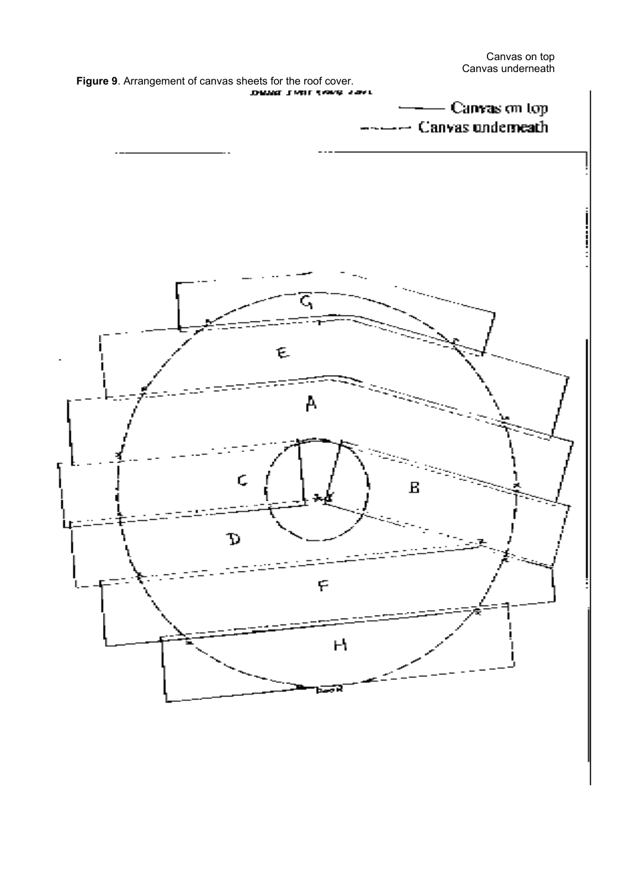Canvas on top
Canvas underneath

**Figure 9**. Arrangement of canvas sheets for the roof cover.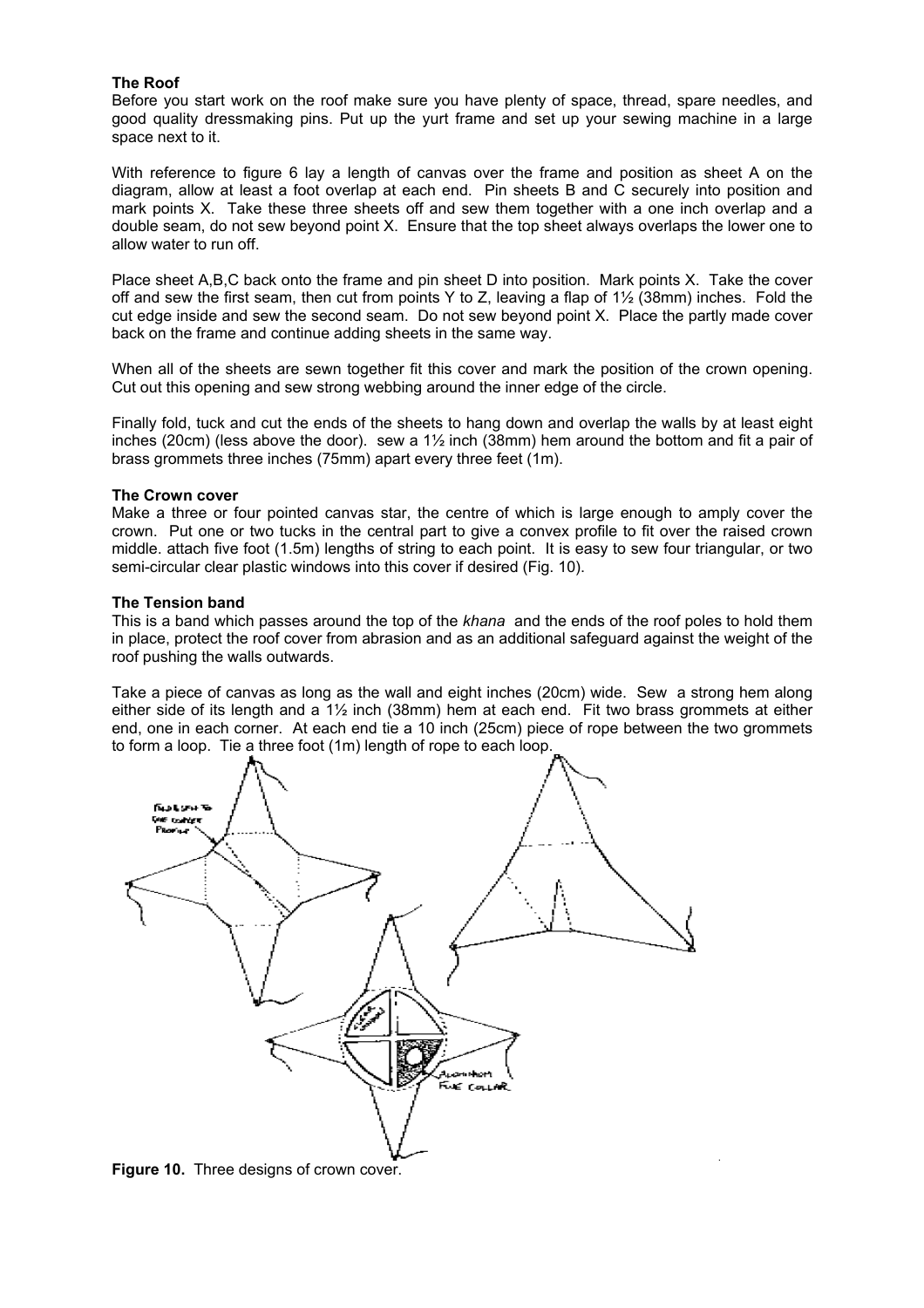**The Roof**

Before you start work on the roof make sure you have plenty of space, thread, spare needles, and good quality dressmaking pins. Put up the yurt frame and set up your sewing machine in a large space next to it.

With reference to figure 6 lay a length of canvas over the frame and position as sheet A on the diagram, allow at least a foot overlap at each end. Pin sheets B and C securely into position and mark points X. Take these three sheets off and sew them together with a one inch overlap and a double seam, do not sew beyond point X. Ensure that the top sheet always overlaps the lower one to allow water to run off.

Place sheet A,B,C back onto the frame and pin sheet D into position. Mark points X. Take the cover off and sew the first seam, then cut from points Y to Z, leaving a flap of 1½ (38mm) inches. Fold the cut edge inside and sew the second seam. Do not sew beyond point X. Place the partly made cover back on the frame and continue adding sheets in the same way.

When all of the sheets are sewn together fit this cover and mark the position of the crown opening. Cut out this opening and sew strong webbing around the inner edge of the circle.

Finally fold, tuck and cut the ends of the sheets to hang down and overlap the walls by at least eight inches (20cm) (less above the door). sew a 1½ inch (38mm) hem around the bottom and fit a pair of brass grommets three inches (75mm) apart every three feet (1m).

**The Crown cover**

Make a three or four pointed canvas star, the centre of which is large enough to amply cover the crown. Put one or two tucks in the central part to give a convex profile to fit over the raised crown middle. attach five foot (1.5m) lengths of string to each point. It is easy to sew four triangular, or two semi-circular clear plastic windows into this cover if desired (Fig. 10).

**The Tension band**

This is a band which passes around the top of the *khana* and the ends of the roof poles to hold them in place, protect the roof cover from abrasion and as an additional safeguard against the weight of the roof pushing the walls outwards.

Take a piece of canvas as long as the wall and eight inches (20cm) wide. Sew a strong hem along either side of its length and a 1½ inch (38mm) hem at each end. Fit two brass grommets at either end, one in each corner. At each end tie a 10 inch (25cm) piece of rope between the two grommets to form a loop. Tie a three foot (1m) length of rope to each loop.

**Figure 10.** Three designs of crown cover.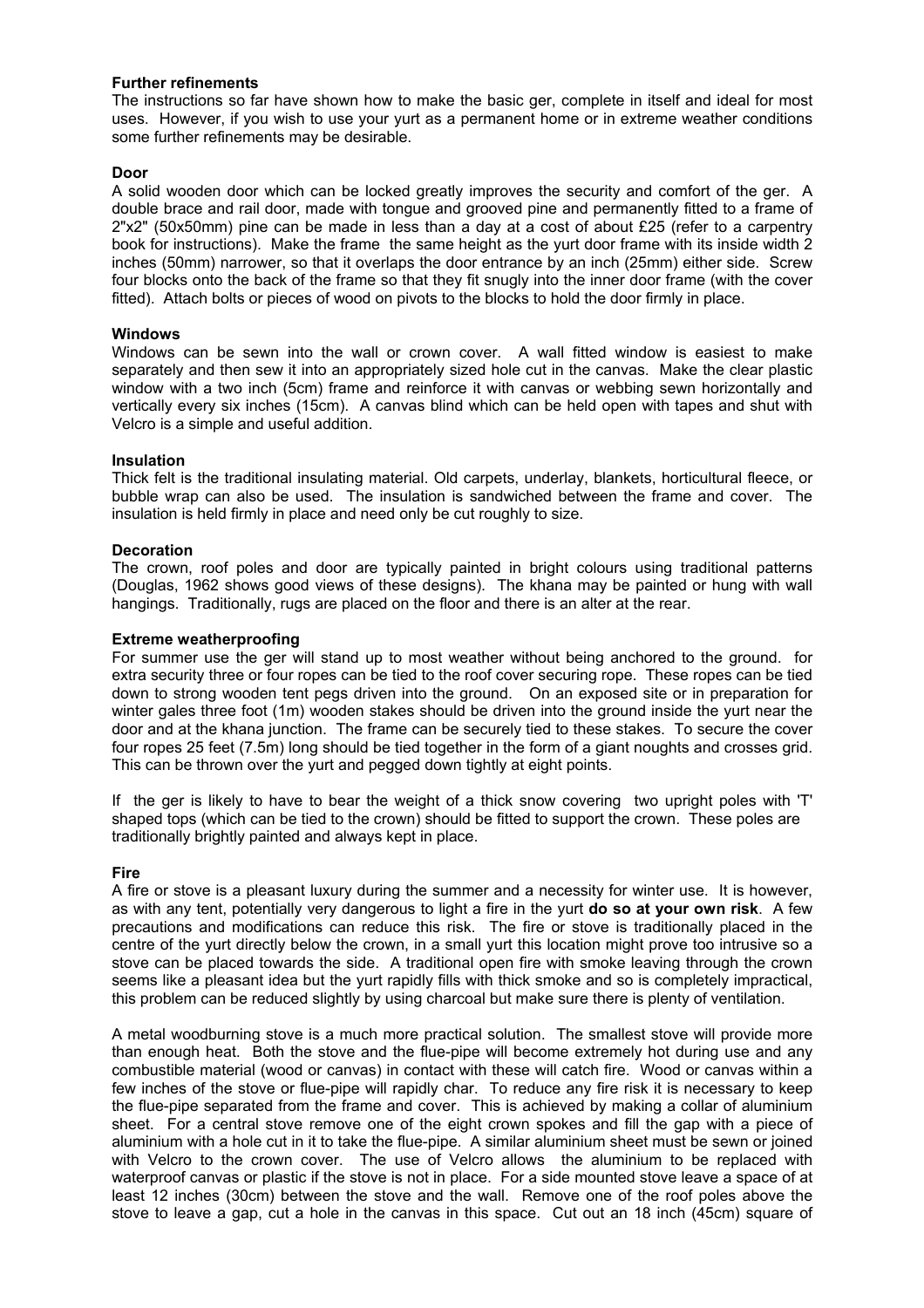**Further refinements**

The instructions so far have shown how to make the basic ger, complete in itself and ideal for most uses. However, if you wish to use your yurt as a permanent home or in extreme weather conditions some further refinements may be desirable.

**Door**

A solid wooden door which can be locked greatly improves the security and comfort of the ger. A double brace and rail door, made with tongue and grooved pine and permanently fitted to a frame of 2"x2" (50x50mm) pine can be made in less than a day at a cost of about £25 (refer to a carpentry book for instructions). Make the frame the same height as the yurt door frame with its inside width 2 inches (50mm) narrower, so that it overlaps the door entrance by an inch (25mm) either side. Screw four blocks onto the back of the frame so that they fit snugly into the inner door frame (with the cover fitted). Attach bolts or pieces of wood on pivots to the blocks to hold the door firmly in place.

**Windows**

Windows can be sewn into the wall or crown cover. A wall fitted window is easiest to make separately and then sew it into an appropriately sized hole cut in the canvas. Make the clear plastic window with a two inch (5cm) frame and reinforce it with canvas or webbing sewn horizontally and vertically every six inches (15cm). A canvas blind which can be held open with tapes and shut with Velcro is a simple and useful addition.

**Insulation**

Thick felt is the traditional insulating material. Old carpets, underlay, blankets, horticultural fleece, or bubble wrap can also be used. The insulation is sandwiched between the frame and cover. The insulation is held firmly in place and need only be cut roughly to size.

**Decoration**

The crown, roof poles and door are typically painted in bright colours using traditional patterns (Douglas, 1962 shows good views of these designs). The khana may be painted or hung with wall hangings. Traditionally, rugs are placed on the floor and there is an alter at the rear.

**Extreme weatherproofing**

For summer use the ger will stand up to most weather without being anchored to the ground. for extra security three or four ropes can be tied to the roof cover securing rope. These ropes can be tied down to strong wooden tent pegs driven into the ground. On an exposed site or in preparation for winter gales three foot (1m) wooden stakes should be driven into the ground inside the yurt near the door and at the khana junction. The frame can be securely tied to these stakes. To secure the cover four ropes 25 feet (7.5m) long should be tied together in the form of a giant noughts and crosses grid. This can be thrown over the yurt and pegged down tightly at eight points.

If the ger is likely to have to bear the weight of a thick snow covering two upright poles with 'T' shaped tops (which can be tied to the crown) should be fitted to support the crown. These poles are traditionally brightly painted and always kept in place.

**Fire**

A fire or stove is a pleasant luxury during the summer and a necessity for winter use. It is however, as with any tent, potentially very dangerous to light a fire in the yurt **do so at your own risk**. A few precautions and modifications can reduce this risk. The fire or stove is traditionally placed in the centre of the yurt directly below the crown, in a small yurt this location might prove too intrusive so a stove can be placed towards the side. A traditional open fire with smoke leaving through the crown seems like a pleasant idea but the yurt rapidly fills with thick smoke and so is completely impractical, this problem can be reduced slightly by using charcoal but make sure there is plenty of ventilation.

A metal woodburning stove is a much more practical solution. The smallest stove will provide more than enough heat. Both the stove and the flue-pipe will become extremely hot during use and any combustible material (wood or canvas) in contact with these will catch fire. Wood or canvas within a few inches of the stove or flue-pipe will rapidly char. To reduce any fire risk it is necessary to keep the flue-pipe separated from the frame and cover. This is achieved by making a collar of aluminium sheet. For a central stove remove one of the eight crown spokes and fill the gap with a piece of aluminium with a hole cut in it to take the flue-pipe. A similar aluminium sheet must be sewn or joined with Velcro to the crown cover. The use of Velcro allows the aluminium to be replaced with waterproof canvas or plastic if the stove is not in place. For a side mounted stove leave a space of at least 12 inches (30cm) between the stove and the wall. Remove one of the roof poles above the stove to leave a gap, cut a hole in the canvas in this space. Cut out an 18 inch (45cm) square of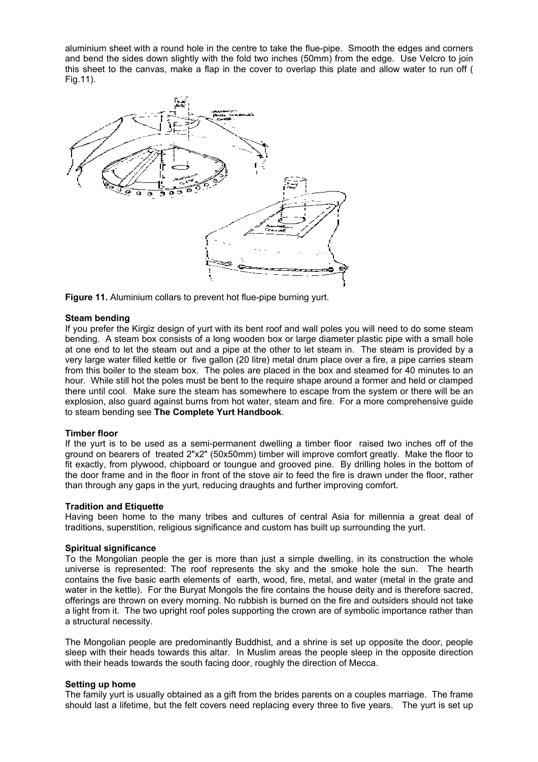aluminium sheet with a round hole in the centre to take the flue-pipe. Smooth the edges and corners and bend the sides down slightly with the fold two inches (50mm) from the edge. Use Velcro to join this sheet to the canvas, make a flap in the cover to overlap this plate and allow water to run off ( Fig.11).

**Figure 11.** Aluminium collars to prevent hot flue-pipe burning yurt.

**Steam bending**

If you prefer the Kirgiz design of yurt with its bent roof and wall poles you will need to do some steam bending. A steam box consists of a long wooden box or large diameter plastic pipe with a small hole at one end to let the steam out and a pipe at the other to let steam in. The steam is provided by a very large water filled kettle or five gallon (20 litre) metal drum place over a fire, a pipe carries steam from this boiler to the steam box. The poles are placed in the box and steamed for 40 minutes to an hour. While still hot the poles must be bent to the require shape around a former and held or clamped there until cool. Make sure the steam has somewhere to escape from the system or there will be an explosion, also guard against burns from hot water, steam and fire. For a more comprehensive guide to steam bending see **The Complete Yurt Handbook**.

**Timber floor**

If the yurt is to be used as a semi-permanent dwelling a timber floor raised two inches off of the ground on bearers of treated 2"x2" (50x50mm) timber will improve comfort greatly. Make the floor to fit exactly, from plywood, chipboard or toungue and grooved pine. By drilling holes in the bottom of the door frame and in the floor in front of the stove air to feed the fire is drawn under the floor, rather than through any gaps in the yurt, reducing draughts and further improving comfort.

**Tradition and Etiquette**

Having been home to the many tribes and cultures of central Asia for millennia a great deal of traditions, superstition, religious significance and custom has built up surrounding the yurt.

**Spiritual significance**

To the Mongolian people the ger is more than just a simple dwelling, in its construction the whole universe is represented: The roof represents the sky and the smoke hole the sun. The hearth contains the five basic earth elements of earth, wood, fire, metal, and water (metal in the grate and water in the kettle). For the Buryat Mongols the fire contains the house deity and is therefore sacred, offerings are thrown on every morning. No rubbish is burned on the fire and outsiders should not take a light from it. The two upright roof poles supporting the crown are of symbolic importance rather than a structural necessity.

The Mongolian people are predominantly Buddhist, and a shrine is set up opposite the door, people sleep with their heads towards this altar. In Muslim areas the people sleep in the opposite direction with their heads towards the south facing door, roughly the direction of Mecca.

**Setting up home**

The family yurt is usually obtained as a gift from the brides parents on a couples marriage. The frame should last a lifetime, but the felt covers need replacing every three to five years. The yurt is set up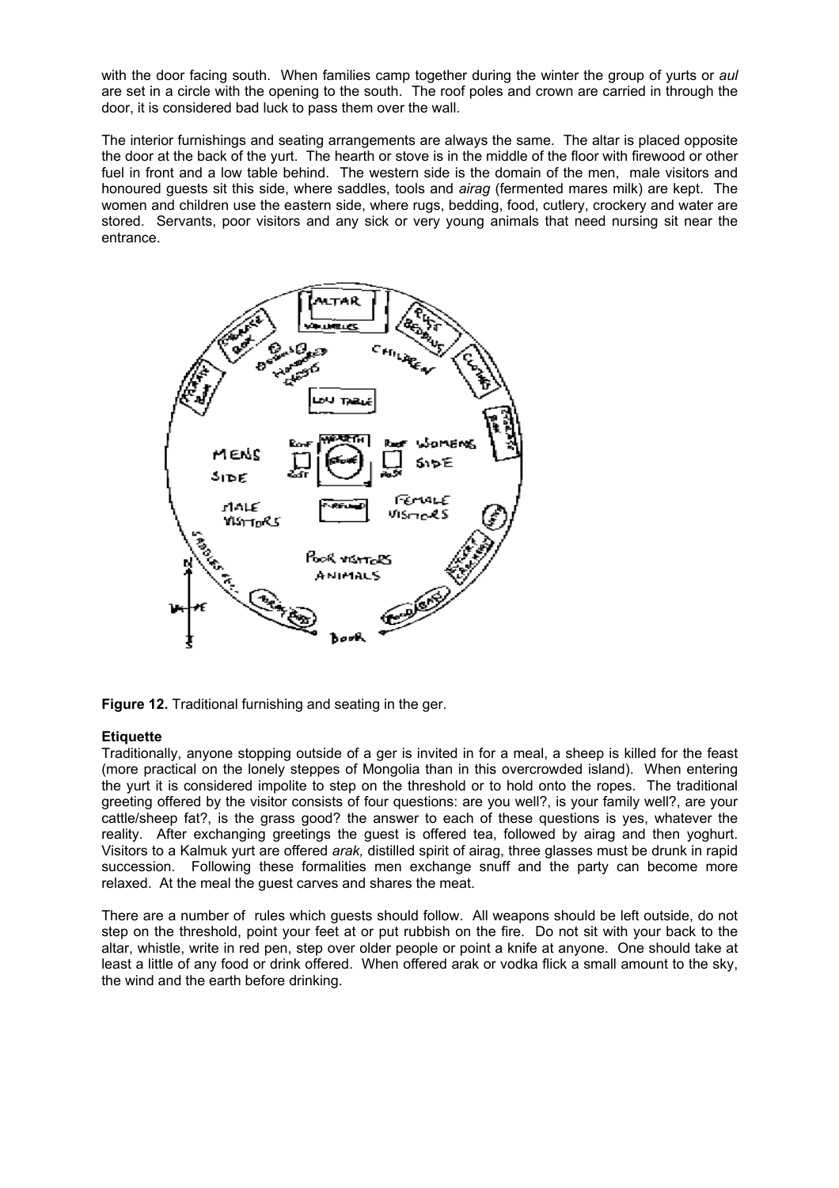with the door facing south. When families camp together during the winter the group of yurts or *aul* are set in a circle with the opening to the south. The roof poles and crown are carried in through the door, it is considered bad luck to pass them over the wall.

The interior furnishings and seating arrangements are always the same. The altar is placed opposite the door at the back of the yurt. The hearth or stove is in the middle of the floor with firewood or other fuel in front and a low table behind. The western side is the domain of the men, male visitors and honoured guests sit this side, where saddles, tools and *airag* (fermented mares milk) are kept. The women and children use the eastern side, where rugs, bedding, food, cutlery, crockery and water are stored. Servants, poor visitors and any sick or very young animals that need nursing sit near the entrance.

**Figure 12.** Traditional furnishing and seating in the ger.

**Etiquette**

Traditionally, anyone stopping outside of a ger is invited in for a meal, a sheep is killed for the feast (more practical on the lonely steppes of Mongolia than in this overcrowded island). When entering the yurt it is considered impolite to step on the threshold or to hold onto the ropes. The traditional greeting offered by the visitor consists of four questions: are you well?, is your family well?, are your cattle/sheep fat?, is the grass good? the answer to each of these questions is yes, whatever the reality. After exchanging greetings the guest is offered tea, followed by airag and then yoghurt. Visitors to a Kalmuk yurt are offered *arak,* distilled spirit of airag, three glasses must be drunk in rapid succession. Following these formalities men exchange snuff and the party can become more relaxed. At the meal the guest carves and shares the meat.

There are a number of rules which guests should follow. All weapons should be left outside, do not step on the threshold, point your feet at or put rubbish on the fire. Do not sit with your back to the altar, whistle, write in red pen, step over older people or point a knife at anyone. One should take at least a little of any food or drink offered. When offered arak or vodka flick a small amount to the sky, the wind and the earth before drinking.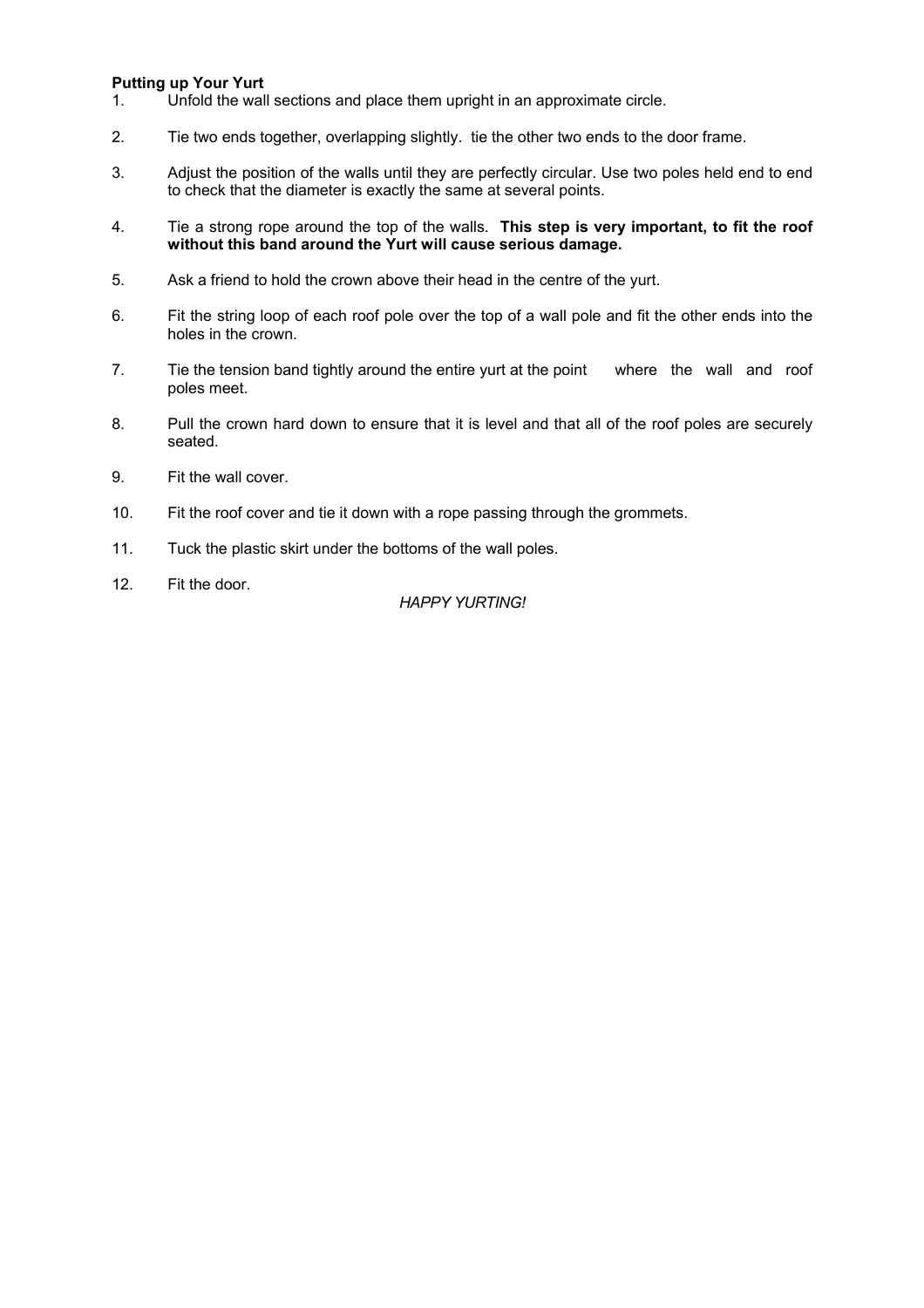**Putting up Your Yurt**

1. Unfold the wall sections and place them upright in an approximate circle.

2. Tie two ends together, overlapping slightly. tie the other two ends to the door frame.

3. Adjust the position of the walls until they are perfectly circular. Use two poles held end to end to check that the diameter is exactly the same at several points.

4. Tie a strong rope around the top of the walls. **This step is very important, to fit the roof without this band around the Yurt will cause serious damage.**

5. Ask a friend to hold the crown above their head in the centre of the yurt.

6. Fit the string loop of each roof pole over the top of a wall pole and fit the other ends into the holes in the crown.

7. Tie the tension band tightly around the entire yurt at the point where the wall and roof poles meet.

8. Pull the crown hard down to ensure that it is level and that all of the roof poles are securely seated.

9. Fit the wall cover.

10. Fit the roof cover and tie it down with a rope passing through the grommets.

11. Tuck the plastic skirt under the bottoms of the wall poles.

12. Fit the door.

*HAPPY YURTING!*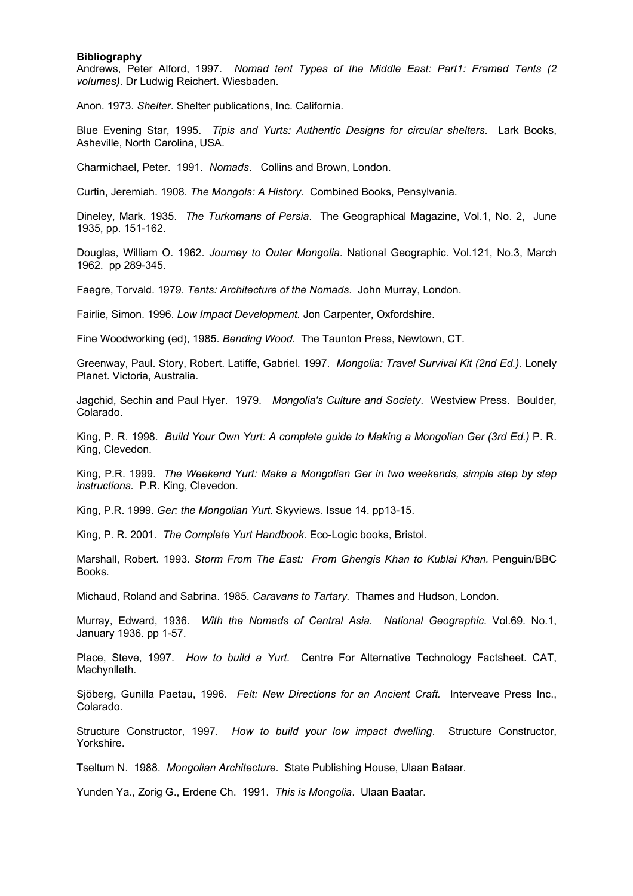**Bibliography**

Andrews, Peter Alford, 1997. *Nomad tent Types of the Middle East: Part1: Framed Tents (2 volumes)*. Dr Ludwig Reichert. Wiesbaden.

Anon. 1973. *Shelter*. Shelter publications, Inc. California.

Blue Evening Star, 1995. *Tipis and Yurts: Authentic Designs for circular shelters*. Lark Books, Asheville, North Carolina, USA.

Charmichael, Peter. 1991. *Nomads*. Collins and Brown, London.

Curtin, Jeremiah. 1908. *The Mongols: A History*. Combined Books, Pensylvania.

Dineley, Mark. 1935. *The Turkomans of Persia*. The Geographical Magazine, Vol.1, No. 2, June 1935, pp. 151-162.

Douglas, William O. 1962. *Journey to Outer Mongolia*. National Geographic. Vol.121, No.3, March 1962. pp 289-345.

Faegre, Torvald. 1979. *Tents: Architecture of the Nomads*. John Murray, London.

Fairlie, Simon. 1996. *Low Impact Development.* Jon Carpenter, Oxfordshire.

Fine Woodworking (ed), 1985. *Bending Wood.* The Taunton Press, Newtown, CT.

Greenway, Paul. Story, Robert. Latiffe, Gabriel. 1997. *Mongolia: Travel Survival Kit (2nd Ed.)*. Lonely Planet. Victoria, Australia.

Jagchid, Sechin and Paul Hyer. 1979. *Mongolia's Culture and Society*. Westview Press. Boulder, Colarado.

King, P. R. 1998. *Build Your Own Yurt: A complete guide to Making a Mongolian Ger (3rd Ed.)* P. R. King, Clevedon.

King, P.R. 1999. *The Weekend Yurt: Make a Mongolian Ger in two weekends, simple step by step instructions*. P.R. King, Clevedon.

King, P.R. 1999. *Ger: the Mongolian Yurt*. Skyviews. Issue 14. pp13-15.

King, P. R. 2001. *The Complete Yurt Handbook*. Eco-Logic books, Bristol.

Marshall, Robert. 1993. *Storm From The East: From Ghengis Khan to Kublai Khan.* Penguin/BBC Books.

Michaud, Roland and Sabrina. 1985. *Caravans to Tartary.* Thames and Hudson, London.

Murray, Edward, 1936. *With the Nomads of Central Asia. National Geographic*. Vol.69. No.1, January 1936. pp 1-57.

Place, Steve, 1997. *How to build a Yurt*. Centre For Alternative Technology Factsheet. CAT, Machynlleth.

Sjöberg, Gunilla Paetau, 1996. *Felt: New Directions for an Ancient Craft.* Interveave Press Inc., Colarado.

Structure Constructor, 1997. *How to build your low impact dwelling*. Structure Constructor, Yorkshire.

Tseltum N. 1988. *Mongolian Architecture*. State Publishing House, Ulaan Bataar.

Yunden Ya., Zorig G., Erdene Ch. 1991. *This is Mongolia*. Ulaan Baatar.